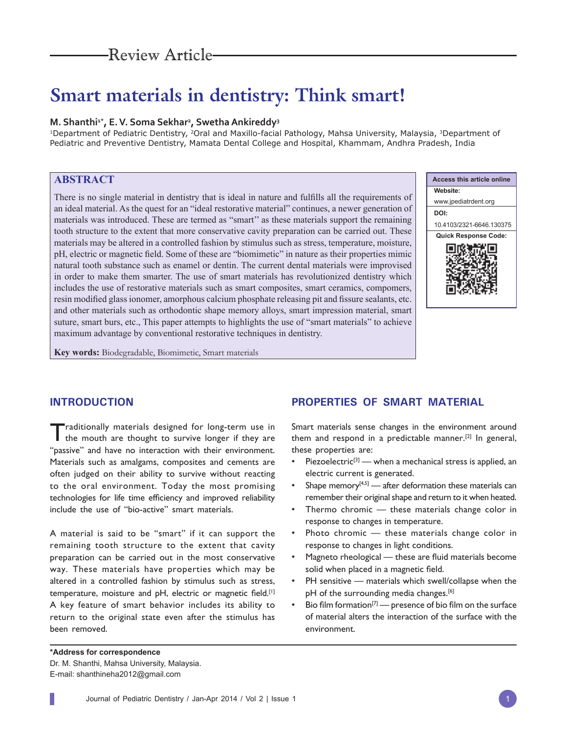Review Article

# Smart materials in dentistry: Think smart!

**M. Shanthi[1*], E. V. Soma Sekhar[2], Swetha Ankireddy[3]**

[1]Department of Pediatric Dentistry, [2]Oral and Maxillo-facial Pathology, Mahsa University, Malaysia, [3]Department of Pediatric and Preventive Dentistry, Mamata Dental College and Hospital, Khammam, Andhra Pradesh, India

## ABSTRACT

There is no single material in dentistry that is ideal in nature and fulfills all the requirements of an ideal material. As the quest for an "ideal restorative material" continues, a newer generation of materials was introduced. These are termed as "smart" as these materials support the remaining tooth structure to the extent that more conservative cavity preparation can be carried out. These materials may be altered in a controlled fashion by stimulus such as stress, temperature, moisture, pH, electric or magnetic field. Some of these are "biomimetic" in nature as their properties mimic natural tooth substance such as enamel or dentin. The current dental materials were improvised in order to make them smarter. The use of smart materials has revolutionized dentistry which includes the use of restorative materials such as smart composites, smart ceramics, compomers, resin modified glass ionomer, amorphous calcium phosphate releasing pit and fissure sealants, etc. and other materials such as orthodontic shape memory alloys, smart impression material, smart suture, smart burs, etc., This paper attempts to highlights the use of "smart materials" to achieve maximum advantage by conventional restorative techniques in dentistry.

**Key words:** Biodegradable, Biomimetic, Smart materials

Access this article online
Website: www.jpediatrdent.org
DOI: 10.4103/2321-6646.130375

## INTRODUCTION

Traditionally materials designed for long-term use in the mouth are thought to survive longer if they are "passive" and have no interaction with their environment. Materials such as amalgams, composites and cements are often judged on their ability to survive without reacting to the oral environment. Today the most promising technologies for life time efficiency and improved reliability include the use of "bio-active" smart materials.

A material is said to be "smart" if it can support the remaining tooth structure to the extent that cavity preparation can be carried out in the most conservative way. These materials have properties which may be altered in a controlled fashion by stimulus such as stress, temperature, moisture and pH, electric or magnetic field.[1] A key feature of smart behavior includes its ability to return to the original state even after the stimulus has been removed.

## PROPERTIES OF SMART MATERIAL

Smart materials sense changes in the environment around them and respond in a predictable manner.[2] In general, these properties are:

- Piezoelectric[3] — when a mechanical stress is applied, an electric current is generated.
- Shape memory[4,5] — after deformation these materials can remember their original shape and return to it when heated.
- Thermo chromic — these materials change color in response to changes in temperature.
- Photo chromic — these materials change color in response to changes in light conditions.
- Magneto rheological — these are fluid materials become solid when placed in a magnetic field.
- PH sensitive — materials which swell/collapse when the pH of the surrounding media changes.[6]
- Bio film formation[7] — presence of bio film on the surface of material alters the interaction of the surface with the environment.

**\*Address for correspondence**
Dr. M. Shanthi, Mahsa University, Malaysia.
E-mail: shanthineha2012@gmail.com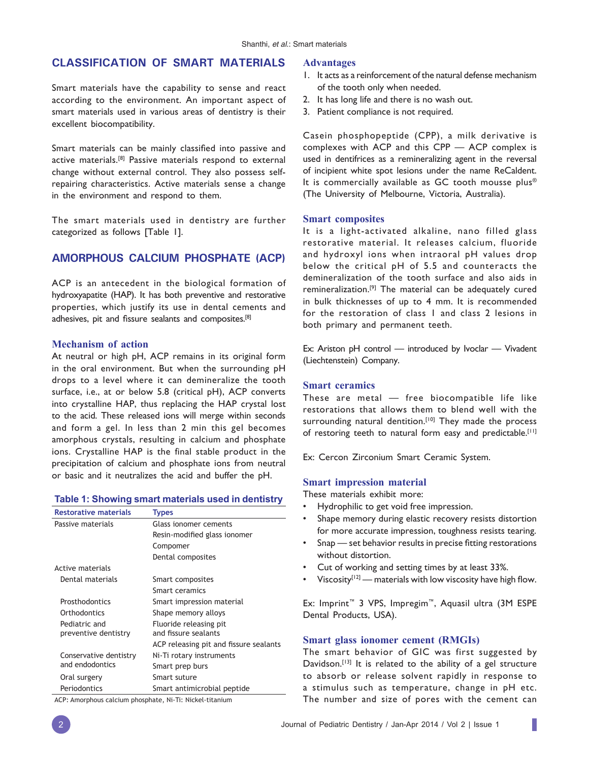## CLASSIFICATION OF SMART MATERIALS

Smart materials have the capability to sense and react according to the environment. An important aspect of smart materials used in various areas of dentistry is their excellent biocompatibility.

Smart materials can be mainly classified into passive and active materials.[8] Passive materials respond to external change without external control. They also possess self-repairing characteristics. Active materials sense a change in the environment and respond to them.

The smart materials used in dentistry are further categorized as follows [Table 1].

## AMORPHOUS CALCIUM PHOSPHATE (ACP)

ACP is an antecedent in the biological formation of hydroxyapatite (HAP). It has both preventive and restorative properties, which justify its use in dental cements and adhesives, pit and fissure sealants and composites.[8]

### Mechanism of action

At neutral or high pH, ACP remains in its original form in the oral environment. But when the surrounding pH drops to a level where it can demineralize the tooth surface, i.e., at or below 5.8 (critical pH), ACP converts into crystalline HAP, thus replacing the HAP crystal lost to the acid. These released ions will merge within seconds and form a gel. In less than 2 min this gel becomes amorphous crystals, resulting in calcium and phosphate ions. Crystalline HAP is the final stable product in the precipitation of calcium and phosphate ions from neutral or basic and it neutralizes the acid and buffer the pH.

**Table 1: Showing smart materials used in dentistry**

| Restorative materials | Types |
|---|---|
| Passive materials | Glass ionomer cements |
| | Resin-modified glass ionomer |
| | Compomer |
| | Dental composites |
| Active materials | |
| Dental materials | Smart composites |
| | Smart ceramics |
| Prosthodontics | Smart impression material |
| Orthodontics | Shape memory alloys |
| Pediatric and preventive dentistry | Fluoride releasing pit and fissure sealants |
| | ACP releasing pit and fissure sealants |
| Conservative dentistry and endodontics | Ni-Ti rotary instruments |
| | Smart prep burs |
| Oral surgery | Smart suture |
| Periodontics | Smart antimicrobial peptide |

ACP: Amorphous calcium phosphate, Ni-Ti: Nickel-titanium

### Advantages

1. It acts as a reinforcement of the natural defense mechanism of the tooth only when needed.
2. It has long life and there is no wash out.
3. Patient compliance is not required.

Casein phosphopeptide (CPP), a milk derivative is complexes with ACP and this CPP — ACP complex is used in dentifrices as a remineralizing agent in the reversal of incipient white spot lesions under the name ReCaldent. It is commercially available as GC tooth mousse plus® (The University of Melbourne, Victoria, Australia).

### Smart composites

It is a light-activated alkaline, nano filled glass restorative material. It releases calcium, fluoride and hydroxyl ions when intraoral pH values drop below the critical pH of 5.5 and counteracts the demineralization of the tooth surface and also aids in remineralization.[9] The material can be adequately cured in bulk thicknesses of up to 4 mm. It is recommended for the restoration of class 1 and class 2 lesions in both primary and permanent teeth.

Ex: Ariston pH control — introduced by Ivoclar — Vivadent (Liechtenstein) Company.

### Smart ceramics

These are metal — free biocompatible life like restorations that allows them to blend well with the surrounding natural dentition.[10] They made the process of restoring teeth to natural form easy and predictable.[11]

Ex: Cercon Zirconium Smart Ceramic System.

### Smart impression material

These materials exhibit more:

- Hydrophilic to get void free impression.
- Shape memory during elastic recovery resists distortion for more accurate impression, toughness resists tearing.
- Snap — set behavior results in precise fitting restorations without distortion.
- Cut of working and setting times by at least 33%.
- Viscosity[12] — materials with low viscosity have high flow.

Ex: Imprint™ 3 VPS, Impregim™, Aquasil ultra (3M ESPE Dental Products, USA).

### Smart glass ionomer cement (RMGIs)

The smart behavior of GIC was first suggested by Davidson.[13] It is related to the ability of a gel structure to absorb or release solvent rapidly in response to a stimulus such as temperature, change in pH etc. The number and size of pores with the cement can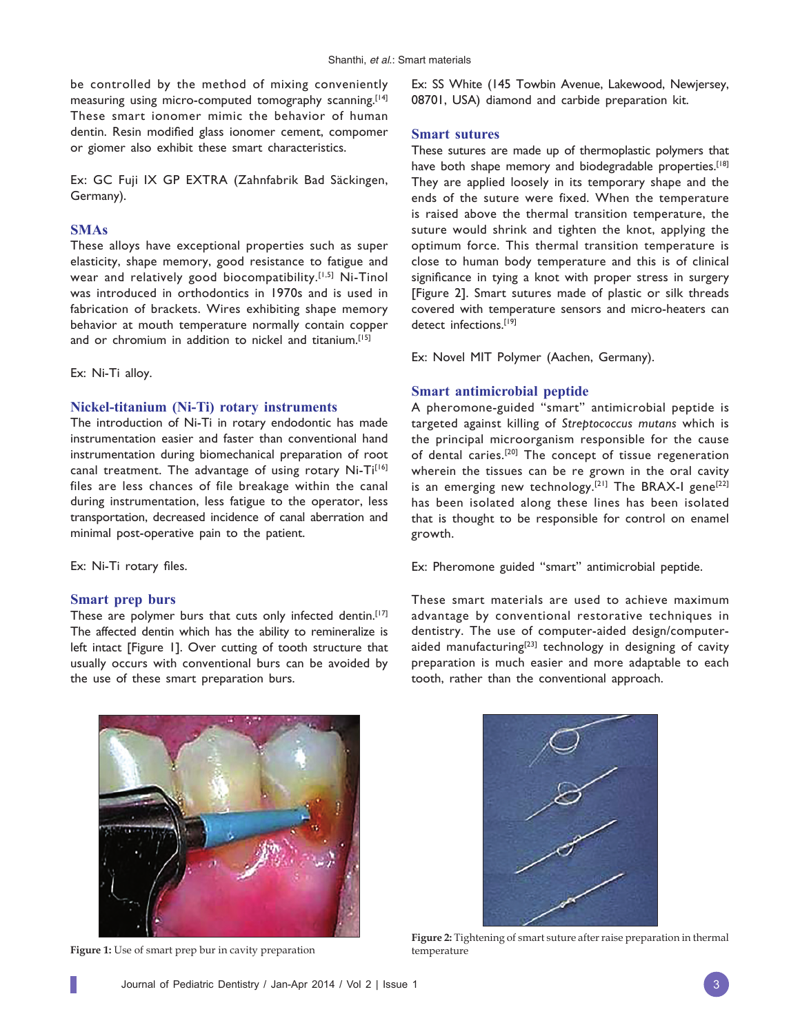be controlled by the method of mixing conveniently measuring using micro-computed tomography scanning.[14] These smart ionomer mimic the behavior of human dentin. Resin modified glass ionomer cement, compomer or giomer also exhibit these smart characteristics.

Ex: GC Fuji IX GP EXTRA (Zahnfabrik Bad Säckingen, Germany).

## SMAs

These alloys have exceptional properties such as super elasticity, shape memory, good resistance to fatigue and wear and relatively good biocompatibility.[1,5] Ni-Tinol was introduced in orthodontics in 1970s and is used in fabrication of brackets. Wires exhibiting shape memory behavior at mouth temperature normally contain copper and or chromium in addition to nickel and titanium.[15]

Ex: Ni-Ti alloy.

## Nickel-titanium (Ni-Ti) rotary instruments

The introduction of Ni-Ti in rotary endodontic has made instrumentation easier and faster than conventional hand instrumentation during biomechanical preparation of root canal treatment. The advantage of using rotary Ni-Ti[16] files are less chances of file breakage within the canal during instrumentation, less fatigue to the operator, less transportation, decreased incidence of canal aberration and minimal post-operative pain to the patient.

Ex: Ni-Ti rotary files.

## Smart prep burs

These are polymer burs that cuts only infected dentin.[17] The affected dentin which has the ability to remineralize is left intact [Figure 1]. Over cutting of tooth structure that usually occurs with conventional burs can be avoided by the use of these smart preparation burs.

Ex: SS White (145 Towbin Avenue, Lakewood, Newjersey, 08701, USA) diamond and carbide preparation kit.

## Smart sutures

These sutures are made up of thermoplastic polymers that have both shape memory and biodegradable properties.[18] They are applied loosely in its temporary shape and the ends of the suture were fixed. When the temperature is raised above the thermal transition temperature, the suture would shrink and tighten the knot, applying the optimum force. This thermal transition temperature is close to human body temperature and this is of clinical significance in tying a knot with proper stress in surgery [Figure 2]. Smart sutures made of plastic or silk threads covered with temperature sensors and micro-heaters can detect infections.[19]

Ex: Novel MIT Polymer (Aachen, Germany).

## Smart antimicrobial peptide

A pheromone-guided "smart" antimicrobial peptide is targeted against killing of *Streptococcus mutans* which is the principal microorganism responsible for the cause of dental caries.[20] The concept of tissue regeneration wherein the tissues can be re grown in the oral cavity is an emerging new technology.[21] The BRAX-I gene[22] has been isolated along these lines has been isolated that is thought to be responsible for control on enamel growth.

Ex: Pheromone guided "smart" antimicrobial peptide.

These smart materials are used to achieve maximum advantage by conventional restorative techniques in dentistry. The use of computer-aided design/computer-aided manufacturing[23] technology in designing of cavity preparation is much easier and more adaptable to each tooth, rather than the conventional approach.

**Figure 1:** Use of smart prep bur in cavity preparation

**Figure 2:** Tightening of smart suture after raise preparation in thermal temperature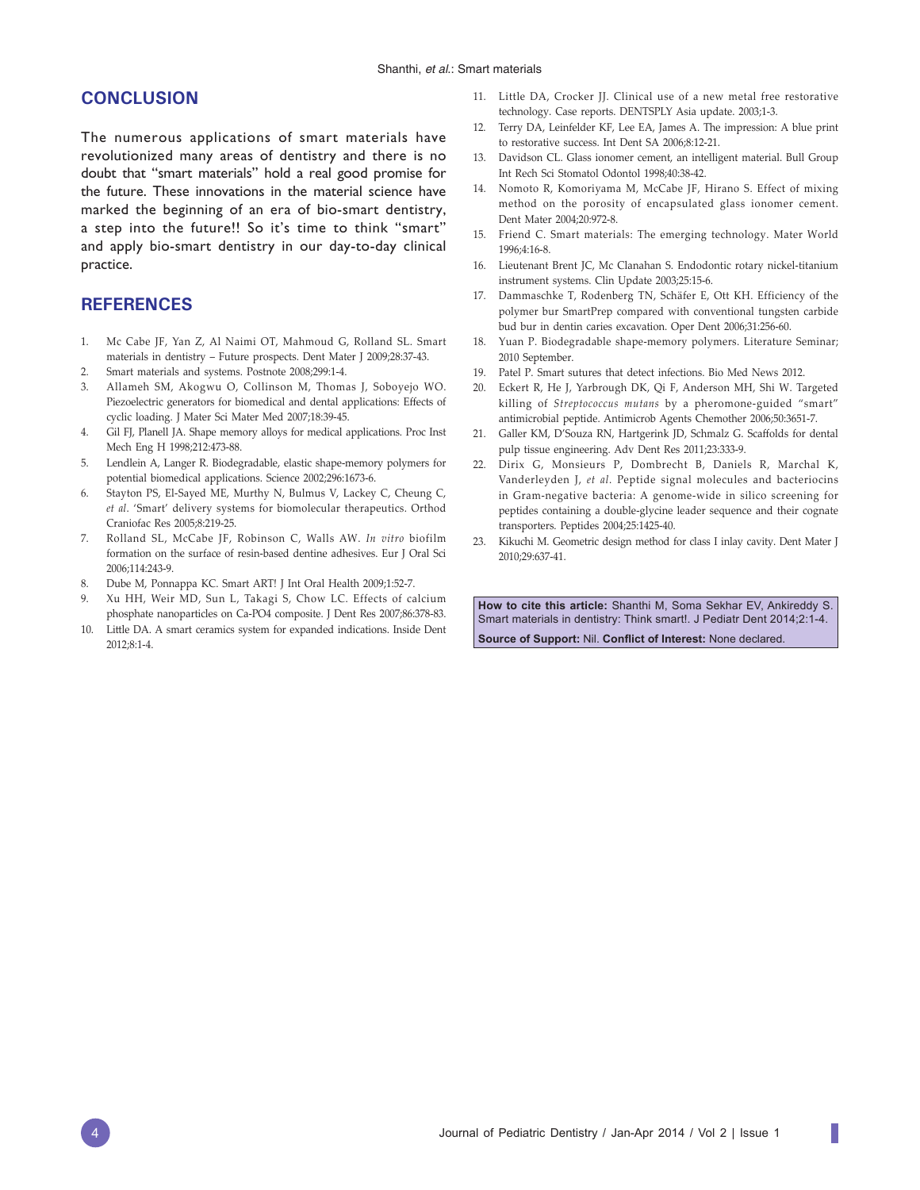## CONCLUSION

The numerous applications of smart materials have revolutionized many areas of dentistry and there is no doubt that "smart materials" hold a real good promise for the future. These innovations in the material science have marked the beginning of an era of bio-smart dentistry, a step into the future!! So it's time to think "smart" and apply bio-smart dentistry in our day-to-day clinical practice.

## REFERENCES

1. Mc Cabe JF, Yan Z, Al Naimi OT, Mahmoud G, Rolland SL. Smart materials in dentistry – Future prospects. Dent Mater J 2009;28:37-43.
2. Smart materials and systems. Postnote 2008;299:1-4.
3. Allameh SM, Akogwu O, Collinson M, Thomas J, Soboyejo WO. Piezoelectric generators for biomedical and dental applications: Effects of cyclic loading. J Mater Sci Mater Med 2007;18:39-45.
4. Gil FJ, Planell JA. Shape memory alloys for medical applications. Proc Inst Mech Eng H 1998;212:473-88.
5. Lendlein A, Langer R. Biodegradable, elastic shape-memory polymers for potential biomedical applications. Science 2002;296:1673-6.
6. Stayton PS, El-Sayed ME, Murthy N, Bulmus V, Lackey C, Cheung C, *et al*. 'Smart' delivery systems for biomolecular therapeutics. Orthod Craniofac Res 2005;8:219-25.
7. Rolland SL, McCabe JF, Robinson C, Walls AW. *In vitro* biofilm formation on the surface of resin-based dentine adhesives. Eur J Oral Sci 2006;114:243-9.
8. Dube M, Ponnappa KC. Smart ART! J Int Oral Health 2009;1:52-7.
9. Xu HH, Weir MD, Sun L, Takagi S, Chow LC. Effects of calcium phosphate nanoparticles on Ca-PO4 composite. J Dent Res 2007;86:378-83.
10. Little DA. A smart ceramics system for expanded indications. Inside Dent 2012;8:1-4.
11. Little DA, Crocker JJ. Clinical use of a new metal free restorative technology. Case reports. DENTSPLY Asia update. 2003;1-3.
12. Terry DA, Leinfelder KF, Lee EA, James A. The impression: A blue print to restorative success. Int Dent SA 2006;8:12-21.
13. Davidson CL. Glass ionomer cement, an intelligent material. Bull Group Int Rech Sci Stomatol Odontol 1998;40:38-42.
14. Nomoto R, Komoriyama M, McCabe JF, Hirano S. Effect of mixing method on the porosity of encapsulated glass ionomer cement. Dent Mater 2004;20:972-8.
15. Friend C. Smart materials: The emerging technology. Mater World 1996;4:16-8.
16. Lieutenant Brent JC, Mc Clanahan S. Endodontic rotary nickel-titanium instrument systems. Clin Update 2003;25:15-6.
17. Dammaschke T, Rodenberg TN, Schäfer E, Ott KH. Efficiency of the polymer bur SmartPrep compared with conventional tungsten carbide bud bur in dentin caries excavation. Oper Dent 2006;31:256-60.
18. Yuan P. Biodegradable shape-memory polymers. Literature Seminar; 2010 September.
19. Patel P. Smart sutures that detect infections. Bio Med News 2012.
20. Eckert R, He J, Yarbrough DK, Qi F, Anderson MH, Shi W. Targeted killing of *Streptococcus mutans* by a pheromone-guided "smart" antimicrobial peptide. Antimicrob Agents Chemother 2006;50:3651-7.
21. Galler KM, D'Souza RN, Hartgerink JD, Schmalz G. Scaffolds for dental pulp tissue engineering. Adv Dent Res 2011;23:333-9.
22. Dirix G, Monsieurs P, Dombrecht B, Daniels R, Marchal K, Vanderleyden J, *et al*. Peptide signal molecules and bacteriocins in Gram-negative bacteria: A genome-wide in silico screening for peptides containing a double-glycine leader sequence and their cognate transporters. Peptides 2004;25:1425-40.
23. Kikuchi M. Geometric design method for class I inlay cavity. Dent Mater J 2010;29:637-41.

**How to cite this article:** Shanthi M, Soma Sekhar EV, Ankireddy S. Smart materials in dentistry: Think smart!. J Pediatr Dent 2014;2:1-4.

**Source of Support:** Nil. **Conflict of Interest:** None declared.